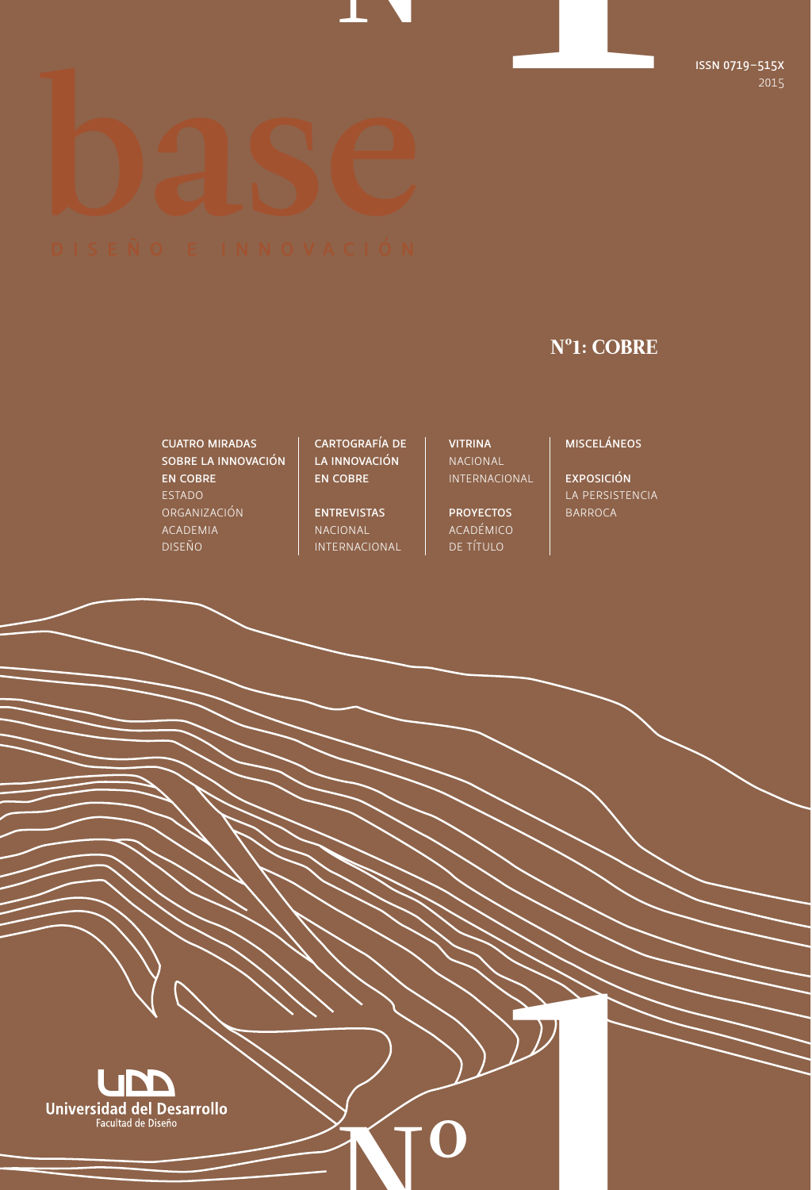ISSN 0719-515X
2015

# base

DISEÑO E INNOVACIÓN

## Nº1: COBRE

**CUATRO MIRADAS SOBRE LA INNOVACIÓN EN COBRE**
ESTADO
ORGANIZACIÓN
ACADEMIA
DISEÑO

**CARTOGRAFÍA DE LA INNOVACIÓN EN COBRE**

**ENTREVISTAS**
NACIONAL
INTERNACIONAL

**VITRINA**
NACIONAL
INTERNACIONAL

**PROYECTOS**
ACADÉMICO
DE TÍTULO

**MISCELÁNEOS**

**EXPOSICIÓN**
LA PERSISTENCIA BARROCA

Universidad del Desarrollo
Facultad de Diseño

Nº 1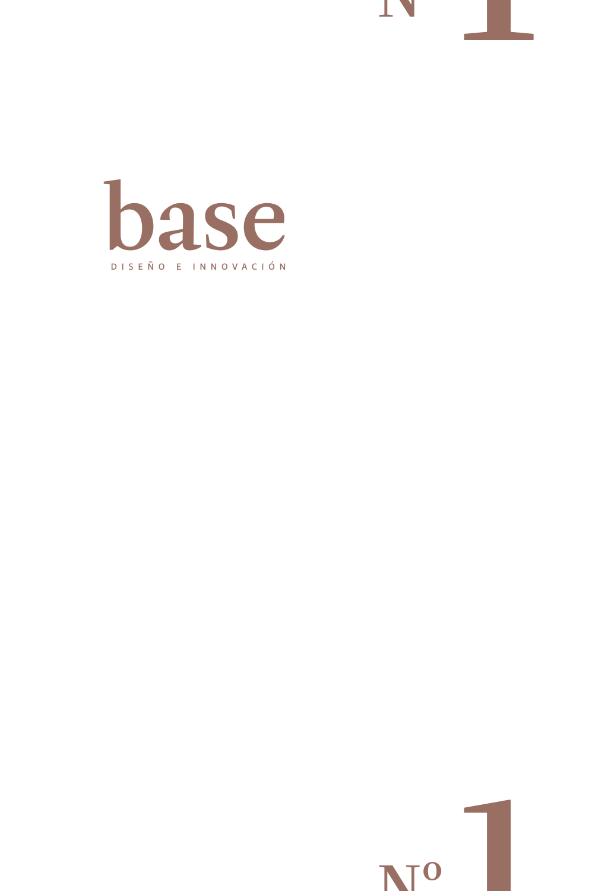# base

DISEÑO E INNOVACIÓN

Nº 1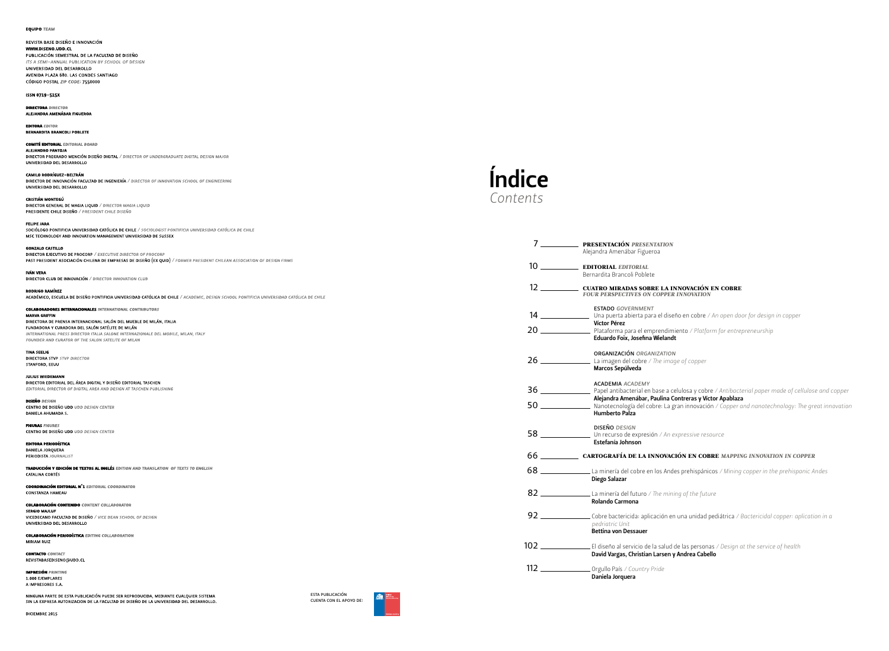**EQUIPO** *TEAM*

REVISTA BASE DISEÑO E INNOVACIÓN
WWW.DISENO.UDD.CL
PUBLICACIÓN SEMESTRAL DE LA FACULTAD DE DISEÑO
*ITS A SEMI-ANNUAL PUBLICATION BY SCHOOL OF DESIGN*
UNIVERSIDAD DEL DESARROLLO
AVENIDA PLAZA 680. LAS CONDES SANTIAGO
CÓDIGO POSTAL *ZIP CODE:* 7550000

ISSN 0719-515X

**DIRECTORA** *DIRECTOR*
ALEJANDRA AMENÁBAR FIGUEROA

**EDITORA** *EDITOR*
BERNARDITA BRANCOLI POBLETE

**COMITÉ EDITORIAL** *EDITORIAL BOARD*
ALEJANDRO PANTOJA
DIRECTOR PREGRADO MENCIÓN DISEÑO DIGITAL / *DIRECTOR OF UNDERGRADUATE DIGITAL DESIGN MAJOR*
UNIVERSIDAD DEL DESARROLLO

CAMILO RODRÍGUEZ-BELTRÁN
DIRECTOR DE INNOVACIÓN FACULTAD DE INGENIERÍA / *DIRECTOR OF INNOVATION SCHOOL OF ENGINEERING*
UNIVERSIDAD DEL DESARROLLO

CRISTIÁN MONTEGÚ
DIRECTOR GENERAL DE MAGIA LIQUID / *DIRECTOR MAGIA LIQUID*
PRESIDENTE CHILE DISEÑO / *PRESIDENT CHILE DISEÑO*

FELIPE JARA
SOCIÓLOGO PONTIFICIA UNIVERSIDAD CATÓLICA DE CHILE / *SOCIOLOGIST PONTIFICIA UNIVERSIDAD CATÓLICA DE CHILE*
MSC TECHNOLOGY AND INNOVATION MANAGEMENT UNIVERSIDAD DE SUSSEX

GONZALO CASTILLO
DIRECTOR EJECUTIVO DE PROCORP / *EXECUTIVE DIRECTOR OF PROCORP*
PAST PRESIDENT ASOCIACIÓN CHILENA DE EMPRESAS DE DISEÑO (EX QUID) / *FORMER PRESIDENT CHILEAN ASSOCIATION OF DESIGN FIRMS*

IVÁN VERA
DIRECTOR CLUB DE INNOVACIÓN / *DIRECTOR INNOVATION CLUB*

RODRIGO RAMÍREZ
ACADÉMICO, ESCUELA DE DISEÑO PONTIFICIA UNIVERSIDAD CATÓLICA DE CHILE / *ACADEMIC, DESIGN SCHOOL PONTIFICIA UNIVERSIDAD CATÓLICA DE CHILE*

**COLABORADORES INTERNACIONALES** *INTERNATIONAL CONTRIBUTORS*
MARVA GRIFFIN
DIRECTORA DE PRENSA INTERNACIONAL SALÓN DEL MUEBLE DE MILÁN, ITALIA
FUNDADORA Y CURADORA DEL SALÓN SATÉLITE DE MILÁN
*INTERNATIONAL PRESS DIRECTOR ITALIA SALONE INTERNAZIONALE DEL MOBILE, MILAN, ITALY*
*FOUNDER AND CURATOR OF THE SALON SATELITE OF MILAN*

TINA SEELIG
DIRECTORA STVP *STVP DIRECTOR*
STANFORD, EEUU

JULIUS WIEDEMANN
DIRECTOR EDITORIAL DEL ÁREA DIGITAL Y DISEÑO EDITORIAL TASCHEN
*EDITORIAL DIRECTOR OF DIGITAL AREA AND DESIGN AT TASCHEN PUBLISHING*

**DISEÑO** *DESIGN*
CENTRO DE DISEÑO UDD *UDD DESIGN CENTER*
DANIELA AHUMADA S.

**FIGURAS** *FIGURES*
CENTRO DE DISEÑO UDD *UDD DESIGN CENTER*

**EDITORA PERIODÍSTICA**
DANIELA JORQUERA
PERIODISTA *JOURNALIST*

**TRADUCCIÓN Y EDICIÓN DE TEXTOS AL INGLÉS** *EDITION AND TRANSLATION OF TEXTS TO ENGLISH*
CATALINA CORTÉS

**COORDINACIÓN EDITORIAL N°1** *EDITORIAL COORDINATOR*
CONSTANZA HAMEAU

**COLABORACIÓN CONTENIDO** *CONTENT COLLABORATOR*
SERGIO MAJLUF
VICEDECANO FACULTAD DE DISEÑO / *VICE DEAN SCHOOL OF DESIGN*
UNIVERSIDAD DEL DESARROLLO

**COLABORACIÓN PERIODÍSTICA** *EDITING COLLABORATION*
MIRIAM RUIZ

**CONTACTO** *CONTACT*
REVISTABASEDISENO@UDD.CL

**IMPRESIÓN** *PRINTING*
1.000 EJEMPLARES
A IMPRESORES S.A.

NINGUNA PARTE DE ESTA PUBLICACIÓN PUEDE SER REPRODUCIDA, MEDIANTE CUALQUIER SISTEMA SIN LA EXPRESA AUTORIZACION DE LA FACULTAD DE DISEÑO DE LA UNIVERSIDAD DEL DESARROLLO.

DICIEMBRE 2015

ESTA PUBLICACIÓN CUENTA CON EL APOYO DE:

# Índice
*Contents*

7 — **PRESENTACIÓN** *PRESENTATION*
Alejandra Amenábar Figueroa

10 — **EDITORIAL** *EDITORIAL*
Bernardita Brancoli Poblete

12 — **CUATRO MIRADAS SOBRE LA INNOVACIÓN EN COBRE**
*FOUR PERSPECTIVES ON COPPER INNOVATION*

ESTADO *GOVERNMENT*

14 — Una puerta abierta para el diseño en cobre / *An open door for design in copper*
**Víctor Pérez**

20 — Plataforma para el emprendimiento / *Platform for entrepreneurship*
**Eduardo Foix, Josefina Wielandt**

ORGANIZACIÓN *ORGANIZATION*

26 — La imagen del cobre / *The image of copper*
**Marcos Sepúlveda**

ACADEMIA *ACADEMY*

36 — Papel antibacterial en base a celulosa y cobre / *Antibacterial paper made of cellulose and copper*
**Alejandra Amenábar, Paulina Contreras y Víctor Apablaza**

50 — Nanotecnología del cobre: La gran innovación / *Copper and nanotechnology: The great innovation*
**Humberto Palza**

DISEÑO *DESIGN*

58 — Un recurso de expresión / *An expressive resource*
**Estefanía Johnson**

66 — **CARTOGRAFÍA DE LA INNOVACIÓN EN COBRE** *MAPPING INNOVATION IN COPPER*

68 — La minería del cobre en los Andes prehispánicos / *Mining copper in the prehispanic Andes*
**Diego Salazar**

82 — La minería del futuro / *The mining of the future*
**Rolando Carmona**

92 — Cobre bactericida: aplicación en una unidad pediátrica / *Bactericidal copper: aplication in a pedriatric Unit*
**Bettina von Dessauer**

102 — El diseño al servicio de la salud de las personas / *Design at the service of health*
**David Vargas, Christian Larsen y Andrea Cabello**

112 — Orgullo País / *Country Pride*
**Daniela Jorquera**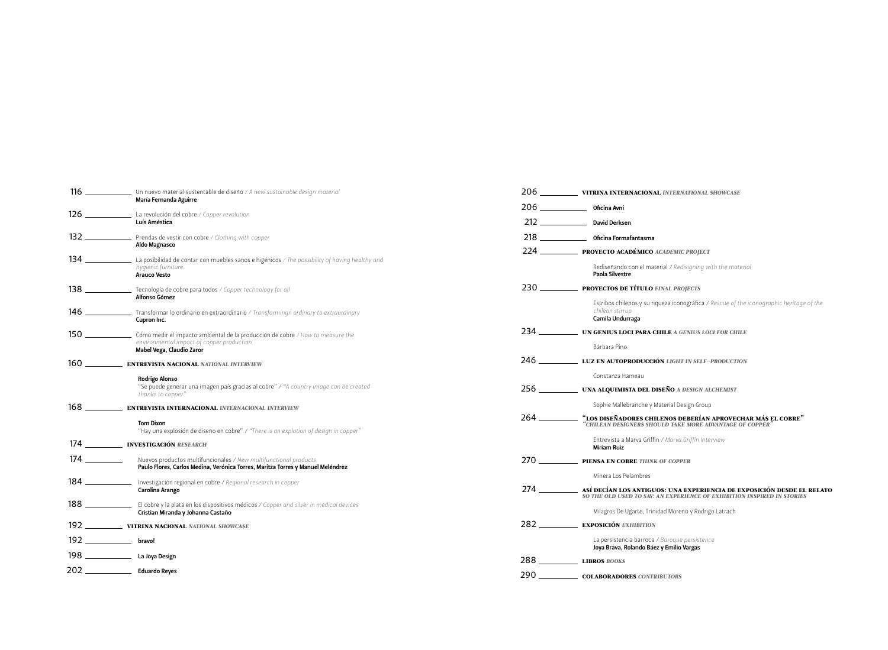116 — Un nuevo material sustentable de diseño */ A new sustainable design material*
**María Fernanda Aguirre**

126 — La revolución del cobre */ Copper revolution*
**Luís Améstica**

132 — Prendas de vestir con cobre */ Clothing with copper*
**Aldo Magnasco**

134 — La posibilidad de contar con muebles sanos e higénicos */ The possibility of having healthy and hygienic furniture*
**Arauco Vesto**

138 — Tecnología de cobre para todos */ Copper technology for all*
**Alfonso Gómez**

146 — Transformar lo ordinario en extraordinario */ Transformingn ordinary to extraordinary*
**Cupron Inc.**

150 — Cómo medir el impacto ambiental de la producción de cobre */ How to measure the environmental impact of copper production*
**Mabel Vega, Claudio Zaror**

160 — **ENTREVISTA NACIONAL** *NATIONAL INTERVIEW*

**Rodrigo Alonso**
"Se puede generar una imagen país gracias al cobre" / *"A country image can be created thanks to copper"*

168 — **ENTREVISTA INTERNACIONAL** *INTERNACIONAL INTERVIEW*

**Tom Dixon**
"Hay una explosión de diseño en cobre" / *"There is an explotion of design in copper"*

174 — **INVESTIGACIÓN** *RESEARCH*

174 — Nuevos productos multifuncionales */ New multifunctional products*
**Paulo Flores, Carlos Medina, Verónica Torres, Maritza Torres y Manuel Meléndrez**

184 — Investigación regional en cobre */ Regional research in copper*
**Carolina Arango**

188 — El cobre y la plata en los dispositivos médicos */ Copper and silver in medical devices*
**Cristian Miranda y Johanna Castaño**

192 — **VITRINA NACIONAL** *NATIONAL SHOWCASE*

192 — **bravo!**

198 — **La Joya Design**

202 — **Eduardo Reyes**

206 — **VITRINA INTERNACIONAL** *INTERNATIONAL SHOWCASE*

206 — **Oficina Avni**

212 — **David Derksen**

218 — **Oficina Formafantasma**

224 — **PROYECTO ACADÉMICO** *ACADEMIC PROJECT*

Rediseñando con el material */ Redisigning with the material*
**Paola Silvestre**

230 — **PROYECTOS DE TÍTULO** *FINAL PROJECTS*

Estribos chilenos y su riqueza iconográfica */ Rescue of the iconographic heritage of the chilean stirrup*
**Camila Undurraga**

234 — **UN GENIUS LOCI PARA CHILE** *A GENIUS LOCI FOR CHILE*

Bárbara Pino

246 — **LUZ EN AUTOPRODUCCIÓN** *LIGHT IN SELF-PRODUCTION*

Constanza Hameau

256 — **UNA ALQUIMISTA DEL DISEÑO** *A DESIGN ALCHEMIST*

Sophie Mallebranche y Material Design Group

264 — **"LOS DISEÑADORES CHILENOS DEBERÍAN APROVECHAR MÁS EL COBRE"** *"CHILEAN DESIGNERS SHOULD TAKE MORE ADVANTAGE OF COPPER"*

Entrevista a Marva Griffin */ Marva Griffin Interview*
**Miriam Ruiz**

270 — **PIENSA EN COBRE** *THINK OF COPPER*

Minera Los Pelambres

274 — **ASÍ DECÍAN LOS ANTIGUOS: UNA EXPERIENCIA DE EXPOSICIÓN DESDE EL RELATO** *SO THE OLD USED TO SAY: AN EXPERIENCE OF EXHIBITION INSPIRED IN STORIES*

Milagros De Ugarte, Trinidad Moreno y Rodrigo Latrach

282 — **EXPOSICIÓN** *EXHIBITION*

La persistencia barroca */ Baroque persistence*
**Joya Brava, Rolando Báez y Emilio Vargas**

288 — **LIBROS** *BOOKS*

290 — **COLABORADORES** *CONTRIBUTORS*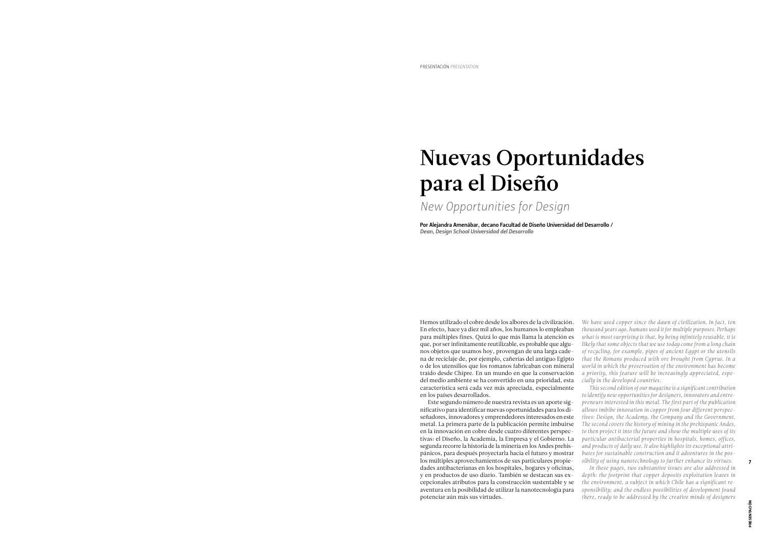# Nuevas Oportunidades para el Diseño

*New Opportunities for Design*

**Por Alejandra Amenábar, decano Facultad de Diseño Universidad del Desarrollo /**
***Dean, Design School Universidad del Desarrollo***

Hemos utilizado el cobre desde los albores de la civilización. En efecto, hace ya diez mil años, los humanos lo empleaban para múltiples fines. Quizá lo que más llama la atención es que, por ser infinitamente reutilizable, es probable que algunos objetos que usamos hoy, provengan de una larga cadena de reciclaje de, por ejemplo, cañerías del antiguo Egipto o de los utensilios que los romanos fabricaban con mineral traído desde Chipre. En un mundo en que la conservación del medio ambiente se ha convertido en una prioridad, esta característica será cada vez más apreciada, especialmente en los países desarrollados.

Este segundo número de nuestra revista es un aporte significativo para identificar nuevas oportunidades para los diseñadores, innovadores y emprendedores interesados en este metal. La primera parte de la publicación permite imbuirse en la innovación en cobre desde cuatro diferentes perspectivas: el Diseño, la Academia, la Empresa y el Gobierno. La segunda recorre la historia de la minería en los Andes prehispánicos, para después proyectarla hacia el futuro y mostrar los múltiples aprovechamientos de sus particulares propiedades antibacterianas en los hospitales, hogares y oficinas, y en productos de uso diario. También se destacan sus excepcionales atributos para la construcción sustentable y se aventura en la posibilidad de utilizar la nanotecnología para potenciar aún más sus virtudes.

*We have used copper since the dawn of civilization. In fact, ten thousand years ago, humans used it for multiple purposes. Perhaps what is most surprising is that, by being infinitely reusable, it is likely that some objects that we use today come from a long chain of recycling, for example, pipes of ancient Egypt or the utensils that the Romans produced with ore brought from Cyprus. In a world in which the preservation of the environment has become a priority, this feature will be increasingly appreciated, especially in the developed countries.*

*This second edition of our magazine is a significant contribution to identify new opportunities for designers, innovators and entrepreneurs interested in this metal. The first part of the publication allows imbibe innovation in copper from four different perspectives: Design, the Academy, the Company and the Government. The second covers the history of mining in the prehispanic Andes, to then project it into the future and show the multiple uses of its particular antibacterial properties in hospitals, homes, offices, and products of daily use. It also highlights its exceptional attributes for sustainable construction and it adventures in the possibility of using nanotechnology to further enhance its virtues.*

*In these pages, two substantive issues are also addressed in depth: the footprint that copper deposits exploitation leaves in the environment, a subject in which Chile has a significant responsibility; and the endless possibilities of development found there, ready to be addressed by the creative minds of designers*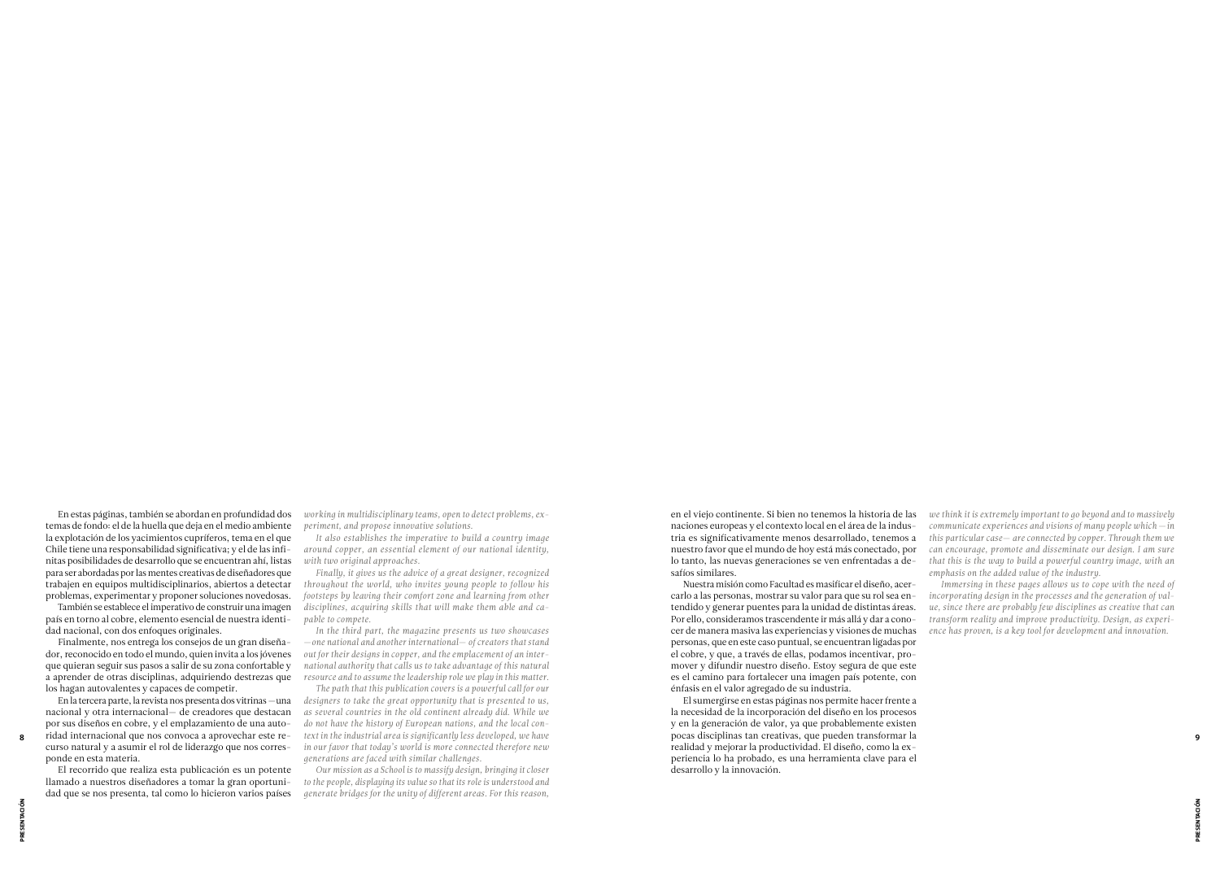En estas páginas, también se abordan en profundidad dos temas de fondo: el de la huella que deja en el medio ambiente la explotación de los yacimientos cupríferos, tema en el que Chile tiene una responsabilidad significativa; y el de las infinitas posibilidades de desarrollo que se encuentran ahí, listas para ser abordadas por las mentes creativas de diseñadores que trabajen en equipos multidisciplinarios, abiertos a detectar problemas, experimentar y proponer soluciones novedosas.

También se establece el imperativo de construir una imagen país en torno al cobre, elemento esencial de nuestra identidad nacional, con dos enfoques originales.

Finalmente, nos entrega los consejos de un gran diseñador, reconocido en todo el mundo, quien invita a los jóvenes que quieran seguir sus pasos a salir de su zona confortable y a aprender de otras disciplinas, adquiriendo destrezas que los hagan autovalentes y capaces de competir.

En la tercera parte, la revista nos presenta dos vitrinas —una nacional y otra internacional— de creadores que destacan por sus diseños en cobre, y el emplazamiento de una autoridad internacional que nos convoca a aprovechar este recurso natural y a asumir el rol de liderazgo que nos corresponde en esta materia.

El recorrido que realiza esta publicación es un potente llamado a nuestros diseñadores a tomar la gran oportunidad que se nos presenta, tal como lo hicieron varios países en el viejo continente. Si bien no tenemos la historia de las naciones europeas y el contexto local en el área de la industria es significativamente menos desarrollado, tenemos a nuestro favor que el mundo de hoy está más conectado, por lo tanto, las nuevas generaciones se ven enfrentadas a desafíos similares.

Nuestra misión como Facultad es masificar el diseño, acercarlo a las personas, mostrar su valor para que su rol sea entendido y generar puentes para la unidad de distintas áreas. Por ello, consideramos trascendente ir más allá y dar a conocer de manera masiva las experiencias y visiones de muchas personas, que en este caso puntual, se encuentran ligadas por el cobre, y que, a través de ellas, podamos incentivar, promover y difundir nuestro diseño. Estoy segura de que este es el camino para fortalecer una imagen país potente, con énfasis en el valor agregado de su industria.

El sumergirse en estas páginas nos permite hacer frente a la necesidad de la incorporación del diseño en los procesos y en la generación de valor, ya que probablemente existen pocas disciplinas tan creativas, que pueden transformar la realidad y mejorar la productividad. El diseño, como la experiencia lo ha probado, es una herramienta clave para el desarrollo y la innovación.

*working in multidisciplinary teams, open to detect problems, experiment, and propose innovative solutions.*

*It also establishes the imperative to build a country image around copper, an essential element of our national identity, with two original approaches.*

*Finally, it gives us the advice of a great designer, recognized throughout the world, who invites young people to follow his footsteps by leaving their comfort zone and learning from other disciplines, acquiring skills that will make them able and capable to compete.*

*In the third part, the magazine presents us two showcases —one national and another international— of creators that stand out for their designs in copper, and the emplacement of an international authority that calls us to take advantage of this natural resource and to assume the leadership role we play in this matter.*

*The path that this publication covers is a powerful call for our designers to take the great opportunity that is presented to us, as several countries in the old continent already did. While we do not have the history of European nations, and the local context in the industrial area is significantly less developed, we have in our favor that today's world is more connected therefore new generations are faced with similar challenges.*

*Our mission as a School is to massify design, bringing it closer to the people, displaying its value so that its role is understood and generate bridges for the unity of different areas. For this reason, we think it is extremely important to go beyond and to massively communicate experiences and visions of many people which —in this particular case— are connected by copper. Through them we can encourage, promote and disseminate our design. I am sure that this is the way to build a powerful country image, with an emphasis on the added value of the industry.*

*Immersing in these pages allows us to cope with the need of incorporating design in the processes and the generation of value, since there are probably few disciplines as creative that can transform reality and improve productivity. Design, as experience has proven, is a key tool for development and innovation.*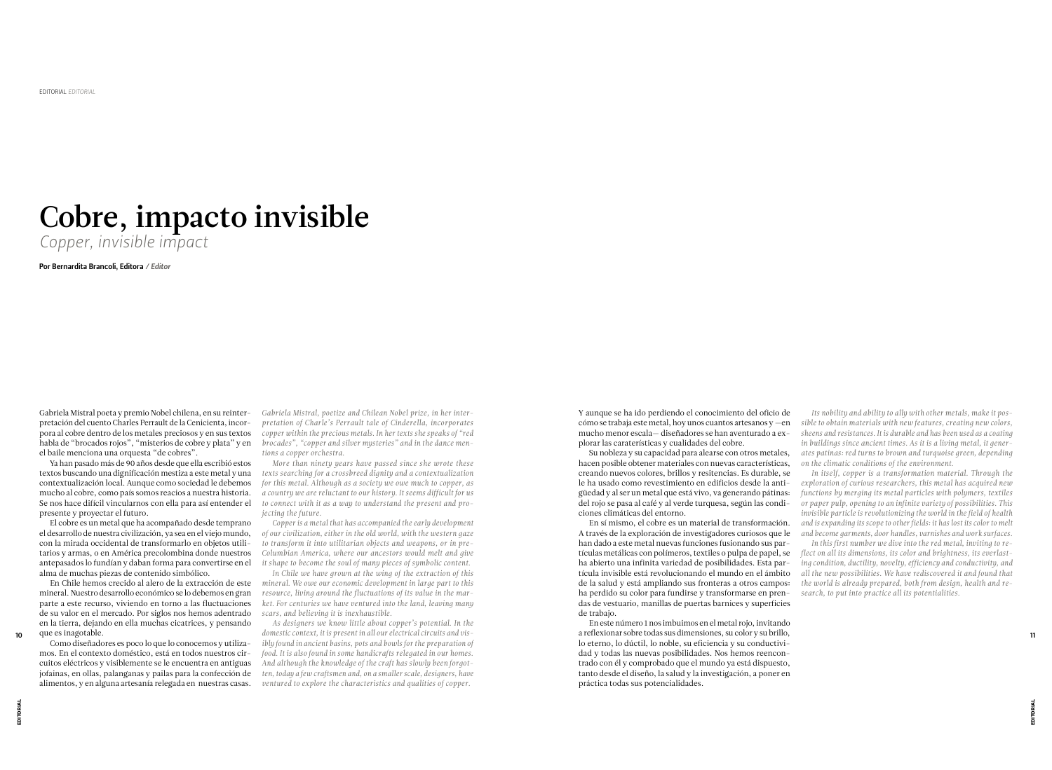# Cobre, impacto invisible

*Copper, invisible impact*

**Por Bernardita Brancoli, Editora** ***/ Editor***

Gabriela Mistral poeta y premio Nobel chilena, en su reinterpretación del cuento Charles Perrault de la Cenicienta, incorpora al cobre dentro de los metales preciosos y en sus textos habla de "brocados rojos", "misterios de cobre y plata" y en el baile menciona una orquesta "de cobres".

Ya han pasado más de 90 años desde que ella escribió estos textos buscando una dignificación mestiza a este metal y una contextualización local. Aunque como sociedad le debemos mucho al cobre, como país somos reacios a nuestra historia. Se nos hace difícil vincularnos con ella para así entender el presente y proyectar el futuro.

El cobre es un metal que ha acompañado desde temprano el desarrollo de nuestra civilización, ya sea en el viejo mundo, con la mirada occidental de transformarlo en objetos utilitarios y armas, o en América precolombina donde nuestros antepasados lo fundían y daban forma para convertirse en el alma de muchas piezas de contenido simbólico.

En Chile hemos crecido al alero de la extracción de este mineral. Nuestro desarrollo económico se lo debemos en gran parte a este recurso, viviendo en torno a las fluctuaciones de su valor en el mercado. Por siglos nos hemos adentrado en la tierra, dejando en ella muchas cicatrices, y pensando que es inagotable.

Como diseñadores es poco lo que lo conocemos y utilizamos. En el contexto doméstico, está en todos nuestros circuitos eléctricos y visiblemente se le encuentra en antiguas jofainas, en ollas, palanganas y pailas para la confección de alimentos, y en alguna artesanía relegada en nuestras casas.

*Gabriela Mistral, poetize and Chilean Nobel prize, in her interpretation of Charle's Perrault tale of Cinderella, incorporates copper within the precious metals. In her texts she speaks of "red brocades", "copper and silver mysteries" and in the dance mentions a copper orchestra.*

*More than ninety years have passed since she wrote these texts searching for a crossbreed dignity and a contextualization for this metal. Although as a society we owe much to copper, as a country we are reluctant to our history. It seems difficult for us to connect with it as a way to understand the present and projecting the future.*

*Copper is a metal that has accompanied the early development of our civilization, either in the old world, with the western gaze to transform it into utilitarian objects and weapons, or in pre-Columbian America, where our ancestors would melt and give it shape to become the soul of many pieces of symbolic content.*

*In Chile we have grown at the wing of the extraction of this mineral. We owe our economic development in large part to this resource, living around the fluctuations of its value in the market. For centuries we have ventured into the land, leaving many scars, and believing it is inexhaustible.*

*As designers we know little about copper's potential. In the domestic context, it is present in all our electrical circuits and visibly found in ancient basins, pots and bowls for the preparation of food. It is also found in some handicrafts relegated in our homes. And although the knowledge of the craft has slowly been forgotten, today a few craftsmen and, on a smaller scale, designers, have ventured to explore the characteristics and qualities of copper.*

Y aunque se ha ido perdiendo el conocimiento del oficio de cómo se trabaja este metal, hoy unos cuantos artesanos y —en mucho menor escala— diseñadores se han aventurado a explorar las carateristicas y cualidades del cobre.

Su nobleza y su capacidad para alearse con otros metales, hacen posible obtener materiales con nuevas características, creando nuevos colores, brillos y resitencias. Es durable, se le ha usado como revestimiento en edificios desde la antigüedad y al ser un metal que está vivo, va generando pátinas: del rojo se pasa al café y al verde turquesa, según las condiciones climáticas del entorno.

En sí mismo, el cobre es un material de transformación. A través de la exploración de investigadores curiosos que le han dado a este metal nuevas funciones fusionando sus partículas metálicas con polímeros, textiles o pulpa de papel, se ha abierto una infinita variedad de posibilidades. Esta partícula invisible está revolucionando el mundo en el ámbito de la salud y está ampliando sus fronteras a otros campos: ha perdido su color para fundirse y transformarse en prendas de vestuario, manillas de puertas barnices y superficies de trabajo.

En este número 1 nos imbuimos en el metal rojo, invitando a reflexionar sobre todas sus dimensiones, su color y su brillo, lo eterno, lo dúctil, lo noble, su eficiencia y su conductividad y todas las nuevas posibilidades. Nos hemos reencontrado con él y comprobado que el mundo ya está dispuesto, tanto desde el diseño, la salud y la investigación, a poner en práctica todas sus potencialidades.

*Its nobility and ability to ally with other metals, make it possible to obtain materials with new features, creating new colors, sheens and resistances. It is durable and has been used as a coating in buildings since ancient times. As it is a living metal, it generates patinas: red turns to brown and turquoise green, depending on the climatic conditions of the environment.*

*In itself, copper is a transformation material. Through the exploration of curious researchers, this metal has acquired new functions by merging its metal particles with polymers, textiles or paper pulp, opening to an infinite variety of possibilities. This invisible particle is revolutionizing the world in the field of health and is expanding its scope to other fields: it has lost its color to melt and become garments, door handles, varnishes and work surfaces.*

*In this first number we dive into the red metal, inviting to reflect on all its dimensions, its color and brightness, its everlasting condition, ductility, novelty, efficiency and conductivity, and all the new possibilities. We have rediscovered it and found that the world is already prepared, both from design, health and research, to put into practice all its potentialities.*